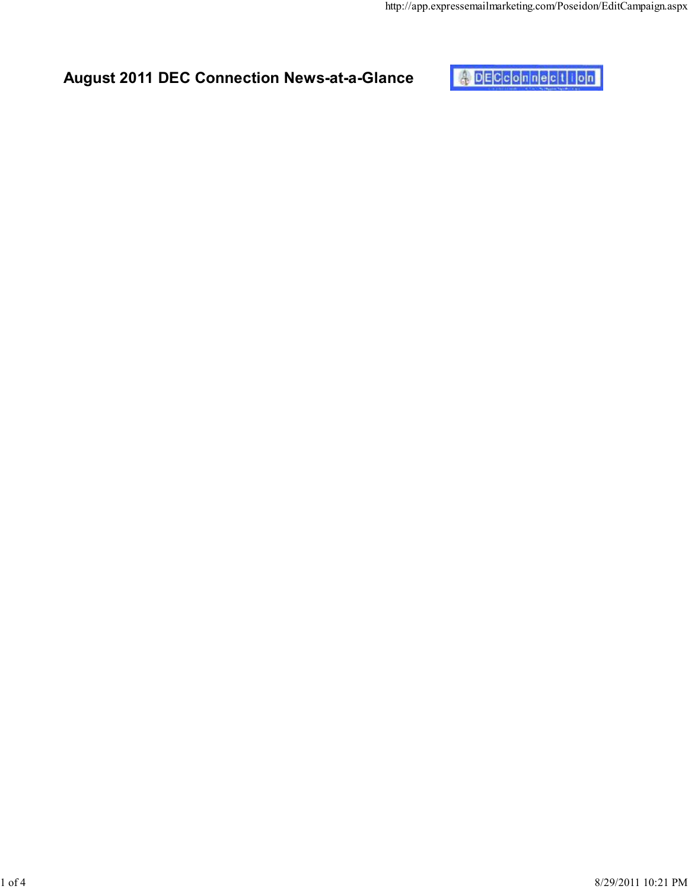# August 2011 DEC Connection News-at-a-Glance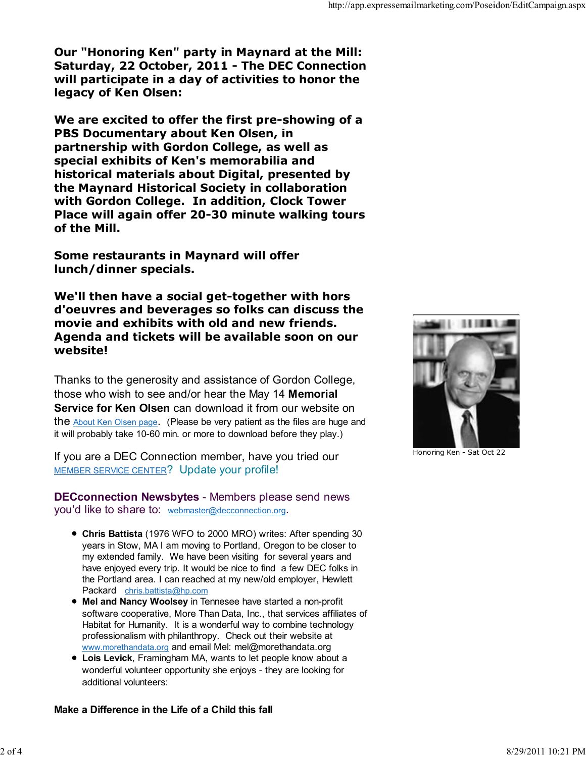**Our "Honoring Ken" party in Maynard at the Mill: Saturday, 22 October, 2011 - The DEC Connection will participate in a day of activities to honor the legacy of Ken Olsen:**

**We are excited to offer the first pre-showing of a PBS Documentary about Ken Olsen, in partnership with Gordon College, as well as special exhibits of Ken's memorabilia and historical materials about Digital, presented by the Maynard Historical Society in collaboration with Gordon College. In addition, Clock Tower Place will again offer 20-30 minute walking tours of the Mill.**

**Some restaurants in Maynard will offer lunch/dinner specials.**

**We'll then have a social get-together with hors d'oeuvres and beverages so folks can discuss the movie and exhibits with old and new friends. Agenda and tickets will be available soon on our website!**

Honoring Ken - Sat Oct 22

Thanks to the generosity and assistance of Gordon College, those who wish to see and/or hear the May 14 **Memorial Service for Ken Olsen** can download it from our website on the About Ken Olsen page. (Please be very patient as the files are huge and it will probably take 10-60 min. or more to download before they play.)

If you are a DEC Connection member, have you tried our MEMBER SERVICE CENTER? Update your profile!

**DECconnection Newsbytes** - Members please send news you'd like to share to: webmaster@decconnection.org.

- **Chris Battista** (1976 WFO to 2000 MRO) writes: After spending 30 years in Stow, MA I am moving to Portland, Oregon to be closer to my extended family. We have been visiting for several years and have enjoyed every trip. It would be nice to find a few DEC folks in the Portland area. I can reached at my new/old employer, Hewlett Packard chris.battista@hp.com
- **Mel and Nancy Woolsey** in Tennesee have started a non-profit software cooperative, More Than Data, Inc., that services affiliates of Habitat for Humanity. It is a wonderful way to combine technology professionalism with philanthropy. Check out their website at www.morethandata.org and email Mel: mel@morethandata.org
- **Lois Levick**, Framingham MA, wants to let people know about a wonderful volunteer opportunity she enjoys - they are looking for additional volunteers:

**Make a Difference in the Life of a Child this fall**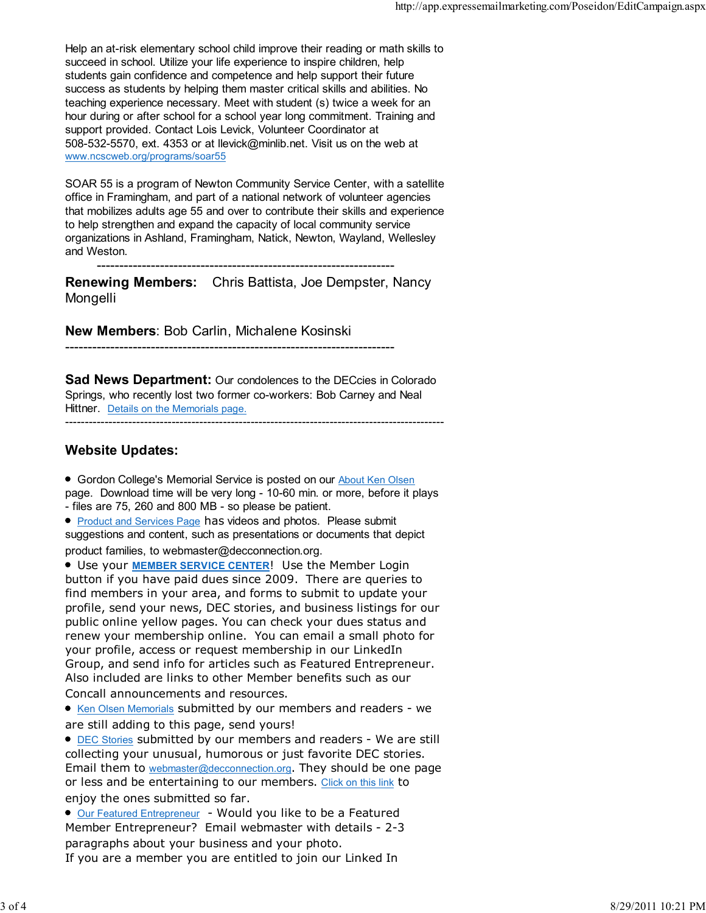Help an at-risk elementary school child improve their reading or math skills to succeed in school. Utilize your life experience to inspire children, help students gain confidence and competence and help support their future success as students by helping them master critical skills and abilities. No teaching experience necessary. Meet with student (s) twice a week for an hour during or after school for a school year long commitment. Training and support provided. Contact Lois Levick, Volunteer Coordinator at 508-532-5570, ext. 4353 or at llevick@minlib.net. Visit us on the web at www.ncscweb.org/programs/soar55

SOAR 55 is a program of Newton Community Service Center, with a satellite office in Framingham, and part of a national network of volunteer agencies that mobilizes adults age 55 and over to contribute their skills and experience to help strengthen and expand the capacity of local community service organizations in Ashland, Framingham, Natick, Newton, Wayland, Wellesley and Weston.

---

**Renewing Members:** Chris Battista, Joe Dempster, Nancy Mongelli

**New Members**: Bob Carlin, Michalene Kosinski

---

**Sad News Department:** Our condolences to the DECcies in Colorado Springs, who recently lost two former co-workers: Bob Carney and Neal Hittner. Details on the Memorials page.

---

## Website Updates:

- Gordon College's Memorial Service is posted on our About Ken Olsen page. Download time will be very long - 10-60 min. or more, before it plays - files are 75, 260 and 800 MB - so please be patient.
- Product and Services Page has videos and photos. Please submit suggestions and content, such as presentations or documents that depict product families, to webmaster@decconnection.org.
- Use your **MEMBER SERVICE CENTER**! Use the Member Login button if you have paid dues since 2009. There are queries to find members in your area, and forms to submit to update your profile, send your news, DEC stories, and business listings for our public online yellow pages. You can check your dues status and renew your membership online. You can email a small photo for your profile, access or request membership in our LinkedIn Group, and send info for articles such as Featured Entrepreneur. Also included are links to other Member benefits such as our Concall announcements and resources.
- Ken Olsen Memorials submitted by our members and readers - we are still adding to this page, send yours!
- DEC Stories submitted by our members and readers - We are still collecting your unusual, humorous or just favorite DEC stories. Email them to webmaster@decconnection.org. They should be one page or less and be entertaining to our members. Click on this link to enjoy the ones submitted so far.
- Our Featured Entrepreneur - Would you like to be a Featured Member Entrepreneur? Email webmaster with details - 2-3 paragraphs about your business and your photo.

If you are a member you are entitled to join our Linked In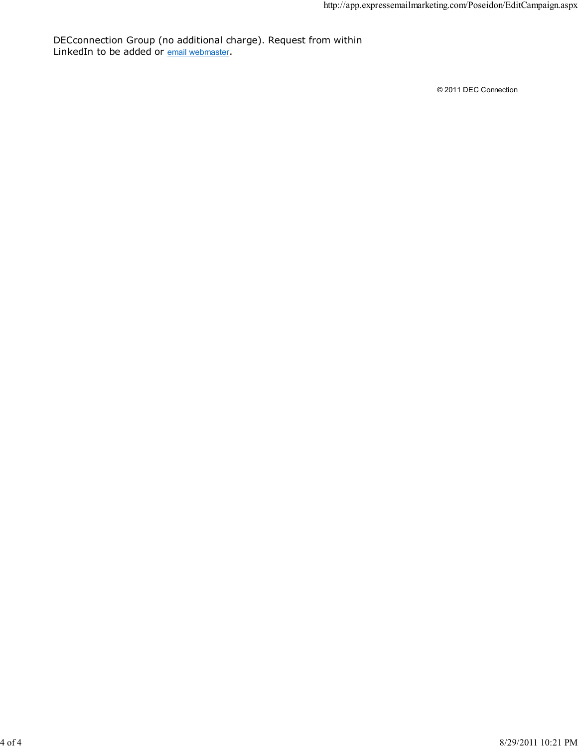DECconnection Group (no additional charge). Request from within LinkedIn to be added or email webmaster.

© 2011 DEC Connection